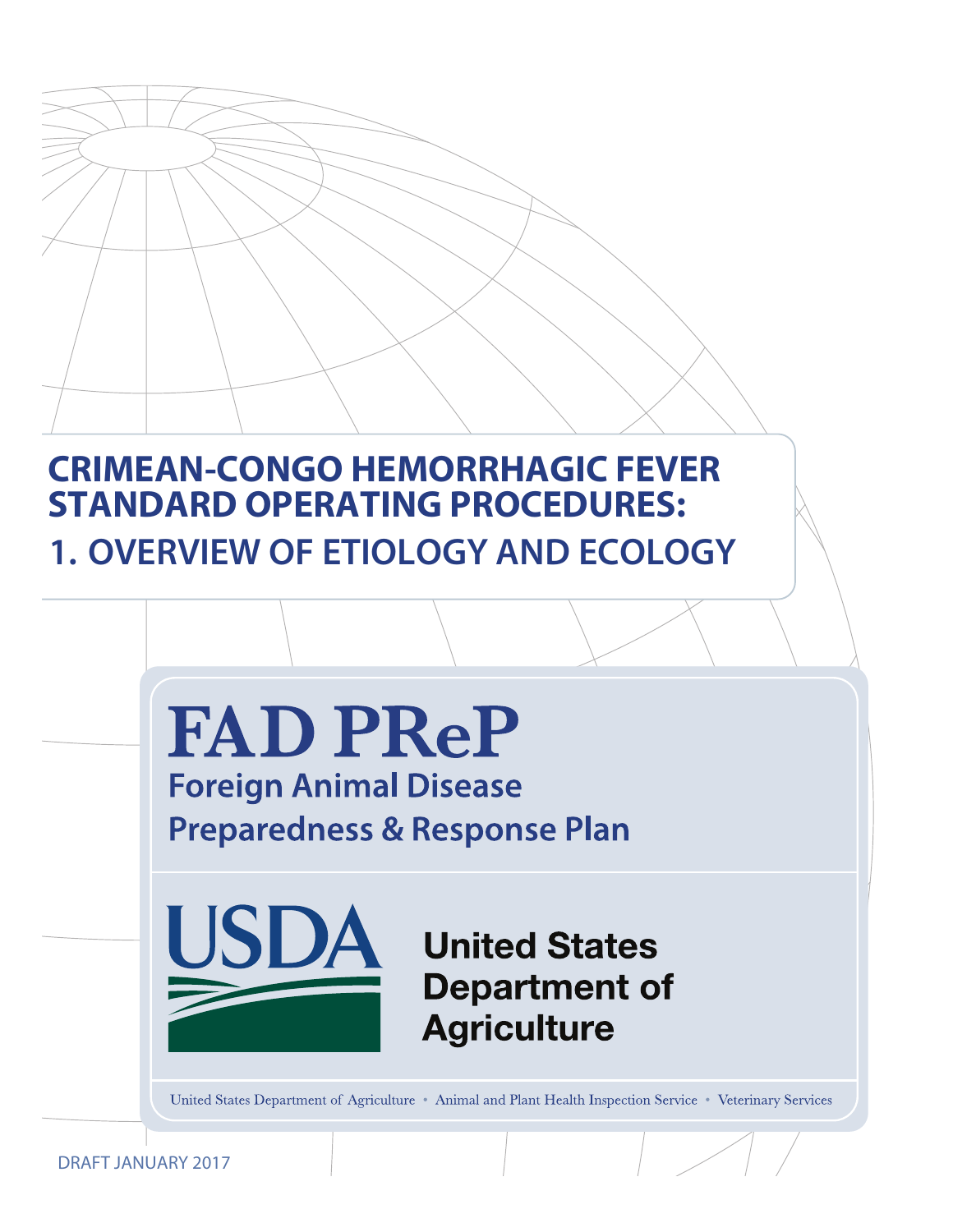# CRIMEAN-CONGO HEMORRHAGIC FEVER STANDARD OPERATING PROCEDURES:

## 1. OVERVIEW OF ETIOLOGY AND ECOLOGY

**FAD PReP**

**Foreign Animal Disease Preparedness & Response Plan**

USDA

United States Department of Agriculture

United States Department of Agriculture • Animal and Plant Health Inspection Service • Veterinary Services

DRAFT JANUARY 2017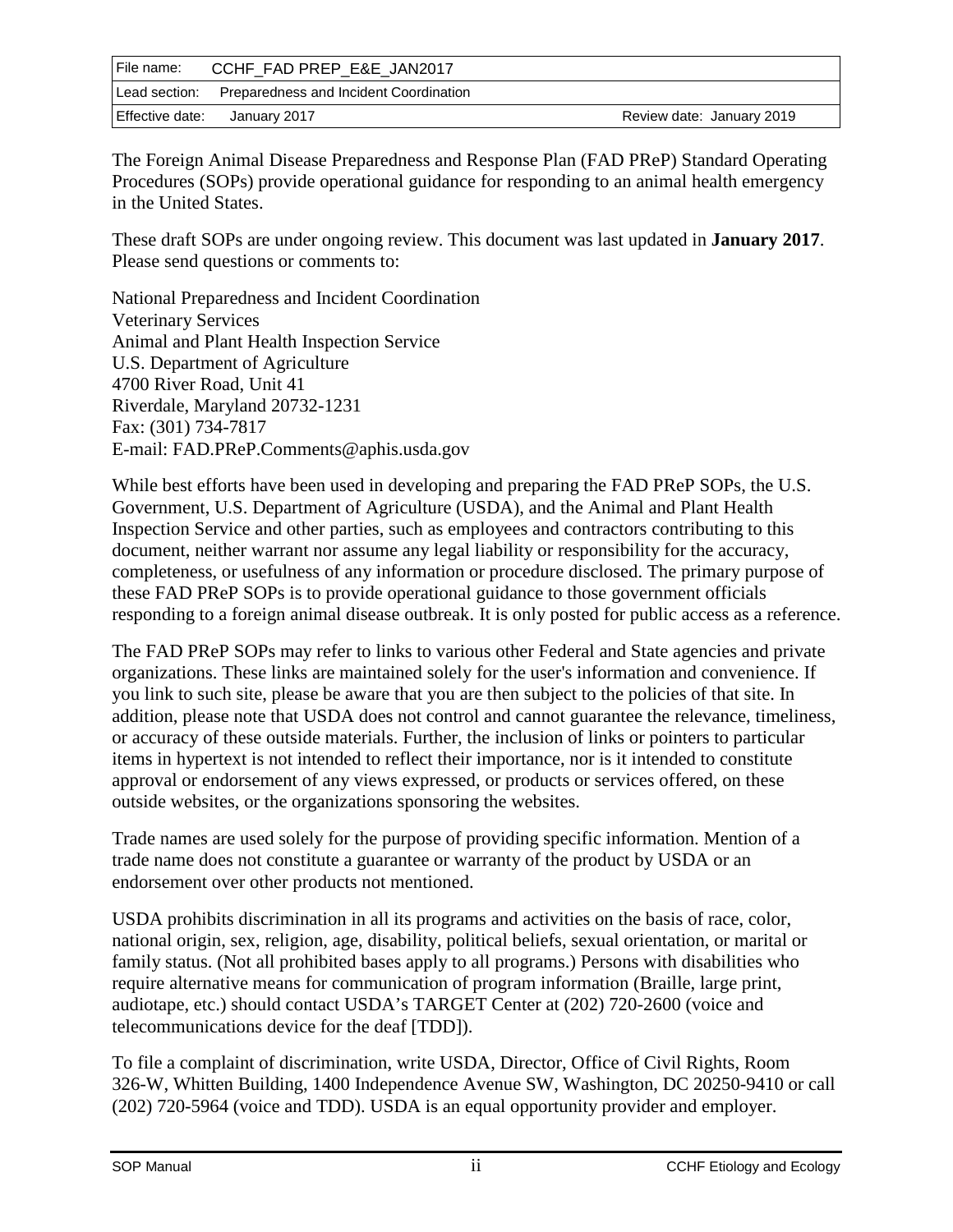| File name: | CCHF_FAD PREP_E&E_JAN2017 | |
|---|---|---|
| Lead section: | Preparedness and Incident Coordination | |
| Effective date: | January 2017 | Review date: January 2019 |

The Foreign Animal Disease Preparedness and Response Plan (FAD PReP) Standard Operating Procedures (SOPs) provide operational guidance for responding to an animal health emergency in the United States.

These draft SOPs are under ongoing review. This document was last updated in **January 2017**. Please send questions or comments to:

National Preparedness and Incident Coordination
Veterinary Services
Animal and Plant Health Inspection Service
U.S. Department of Agriculture
4700 River Road, Unit 41
Riverdale, Maryland 20732-1231
Fax: (301) 734-7817
E-mail: FAD.PReP.Comments@aphis.usda.gov

While best efforts have been used in developing and preparing the FAD PReP SOPs, the U.S. Government, U.S. Department of Agriculture (USDA), and the Animal and Plant Health Inspection Service and other parties, such as employees and contractors contributing to this document, neither warrant nor assume any legal liability or responsibility for the accuracy, completeness, or usefulness of any information or procedure disclosed. The primary purpose of these FAD PReP SOPs is to provide operational guidance to those government officials responding to a foreign animal disease outbreak. It is only posted for public access as a reference.

The FAD PReP SOPs may refer to links to various other Federal and State agencies and private organizations. These links are maintained solely for the user's information and convenience. If you link to such site, please be aware that you are then subject to the policies of that site. In addition, please note that USDA does not control and cannot guarantee the relevance, timeliness, or accuracy of these outside materials. Further, the inclusion of links or pointers to particular items in hypertext is not intended to reflect their importance, nor is it intended to constitute approval or endorsement of any views expressed, or products or services offered, on these outside websites, or the organizations sponsoring the websites.

Trade names are used solely for the purpose of providing specific information. Mention of a trade name does not constitute a guarantee or warranty of the product by USDA or an endorsement over other products not mentioned.

USDA prohibits discrimination in all its programs and activities on the basis of race, color, national origin, sex, religion, age, disability, political beliefs, sexual orientation, or marital or family status. (Not all prohibited bases apply to all programs.) Persons with disabilities who require alternative means for communication of program information (Braille, large print, audiotape, etc.) should contact USDA's TARGET Center at (202) 720-2600 (voice and telecommunications device for the deaf [TDD]).

To file a complaint of discrimination, write USDA, Director, Office of Civil Rights, Room 326-W, Whitten Building, 1400 Independence Avenue SW, Washington, DC 20250-9410 or call (202) 720-5964 (voice and TDD). USDA is an equal opportunity provider and employer.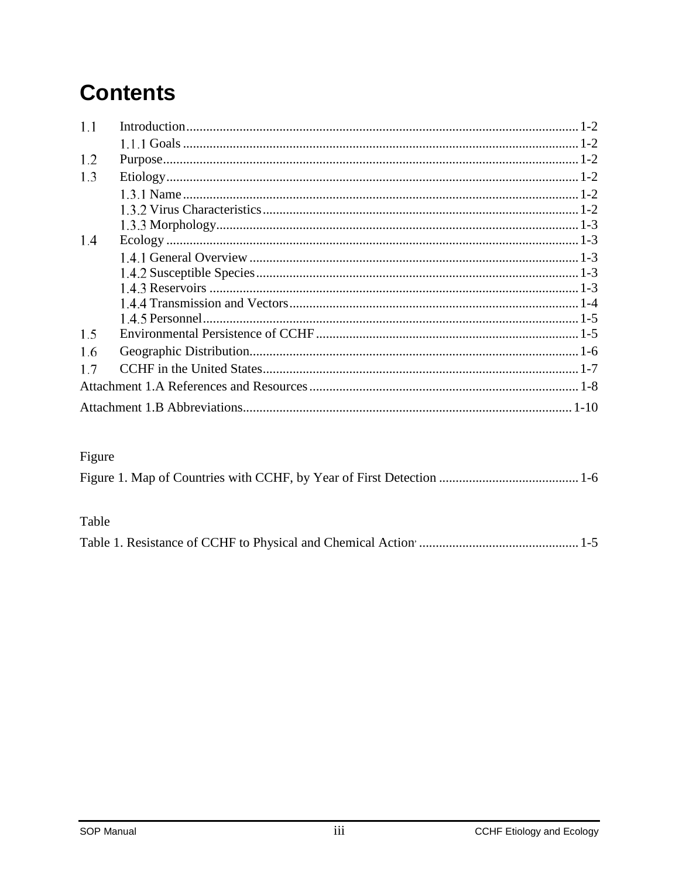# Contents

1.1 Introduction ........................................................ 1-2
  1.1.1 Goals ........................................................ 1-2
1.2 Purpose ........................................................ 1-2
1.3 Etiology ........................................................ 1-2
  1.3.1 Name ........................................................ 1-2
  1.3.2 Virus Characteristics ........................................................ 1-2
  1.3.3 Morphology ........................................................ 1-3
1.4 Ecology ........................................................ 1-3
  1.4.1 General Overview ........................................................ 1-3
  1.4.2 Susceptible Species ........................................................ 1-3
  1.4.3 Reservoirs ........................................................ 1-3
  1.4.4 Transmission and Vectors ........................................................ 1-4
  1.4.5 Personnel ........................................................ 1-5
1.5 Environmental Persistence of CCHF ........................................................ 1-5
1.6 Geographic Distribution ........................................................ 1-6
1.7 CCHF in the United States ........................................................ 1-7
Attachment 1.A References and Resources ........................................................ 1-8
Attachment 1.B Abbreviations ........................................................ 1-10

Figure

Figure 1. Map of Countries with CCHF, by Year of First Detection ........................................................ 1-6

Table

Table 1. Resistance of CCHF to Physical and Chemical Action ........................................................ 1-5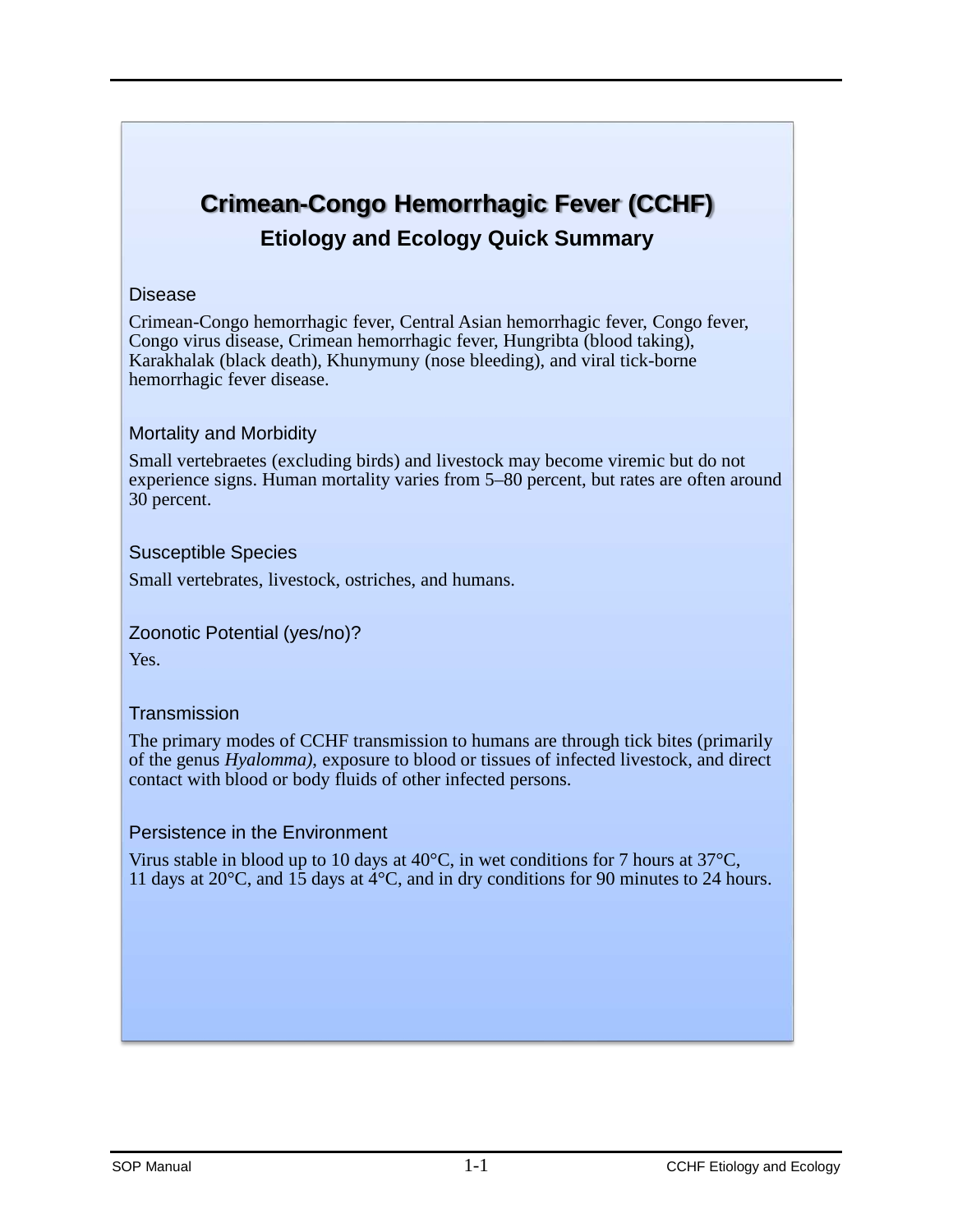# Crimean-Congo Hemorrhagic Fever (CCHF)

## Etiology and Ecology Quick Summary

### Disease

Crimean-Congo hemorrhagic fever, Central Asian hemorrhagic fever, Congo fever, Congo virus disease, Crimean hemorrhagic fever, Hungribta (blood taking), Karakhalak (black death), Khunymuny (nose bleeding), and viral tick-borne hemorrhagic fever disease.

### Mortality and Morbidity

Small vertebraetes (excluding birds) and livestock may become viremic but do not experience signs. Human mortality varies from 5–80 percent, but rates are often around 30 percent.

### Susceptible Species

Small vertebrates, livestock, ostriches, and humans.

### Zoonotic Potential (yes/no)?

Yes.

### Transmission

The primary modes of CCHF transmission to humans are through tick bites (primarily of the genus *Hyalomma),* exposure to blood or tissues of infected livestock, and direct contact with blood or body fluids of other infected persons.

### Persistence in the Environment

Virus stable in blood up to 10 days at 40°C, in wet conditions for 7 hours at 37°C, 11 days at 20°C, and 15 days at 4°C, and in dry conditions for 90 minutes to 24 hours.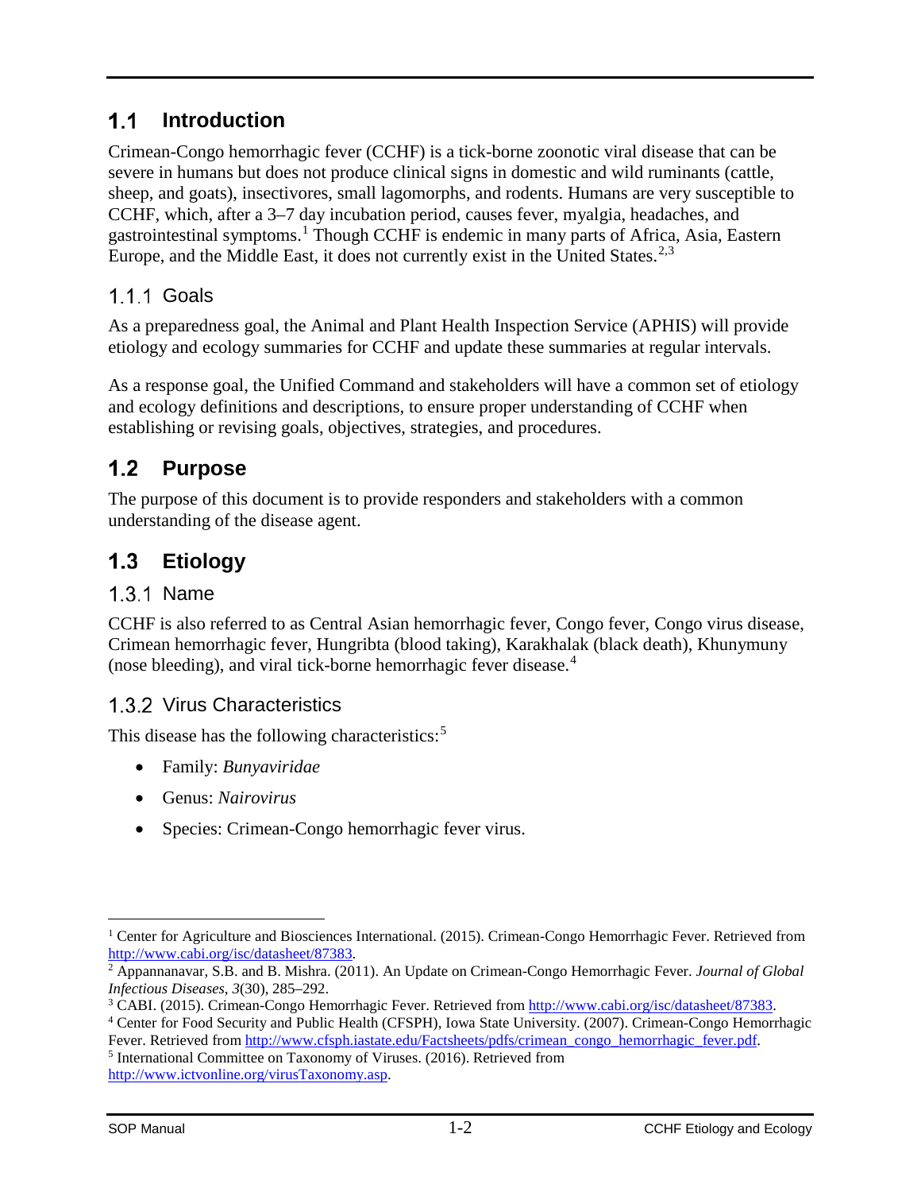## 1.1 Introduction

Crimean-Congo hemorrhagic fever (CCHF) is a tick-borne zoonotic viral disease that can be severe in humans but does not produce clinical signs in domestic and wild ruminants (cattle, sheep, and goats), insectivores, small lagomorphs, and rodents. Humans are very susceptible to CCHF, which, after a 3–7 day incubation period, causes fever, myalgia, headaches, and gastrointestinal symptoms.[1] Though CCHF is endemic in many parts of Africa, Asia, Eastern Europe, and the Middle East, it does not currently exist in the United States.[2,3]

### 1.1.1 Goals

As a preparedness goal, the Animal and Plant Health Inspection Service (APHIS) will provide etiology and ecology summaries for CCHF and update these summaries at regular intervals.

As a response goal, the Unified Command and stakeholders will have a common set of etiology and ecology definitions and descriptions, to ensure proper understanding of CCHF when establishing or revising goals, objectives, strategies, and procedures.

## 1.2 Purpose

The purpose of this document is to provide responders and stakeholders with a common understanding of the disease agent.

## 1.3 Etiology

### 1.3.1 Name

CCHF is also referred to as Central Asian hemorrhagic fever, Congo fever, Congo virus disease, Crimean hemorrhagic fever, Hungribta (blood taking), Karakhalak (black death), Khunymuny (nose bleeding), and viral tick-borne hemorrhagic fever disease.[4]

### 1.3.2 Virus Characteristics

This disease has the following characteristics:[5]

- Family: *Bunyaviridae*
- Genus: *Nairovirus*
- Species: Crimean-Congo hemorrhagic fever virus.

---

[1] Center for Agriculture and Biosciences International. (2015). Crimean-Congo Hemorrhagic Fever. Retrieved from http://www.cabi.org/isc/datasheet/87383.

[2] Appannanavar, S.B. and B. Mishra. (2011). An Update on Crimean-Congo Hemorrhagic Fever. *Journal of Global Infectious Diseases*, *3*(30), 285–292.

[3] CABI. (2015). Crimean-Congo Hemorrhagic Fever. Retrieved from http://www.cabi.org/isc/datasheet/87383.

[4] Center for Food Security and Public Health (CFSPH), Iowa State University. (2007). Crimean-Congo Hemorrhagic Fever. Retrieved from http://www.cfsph.iastate.edu/Factsheets/pdfs/crimean_congo_hemorrhagic_fever.pdf.

[5] International Committee on Taxonomy of Viruses. (2016). Retrieved from http://www.ictvonline.org/virusTaxonomy.asp.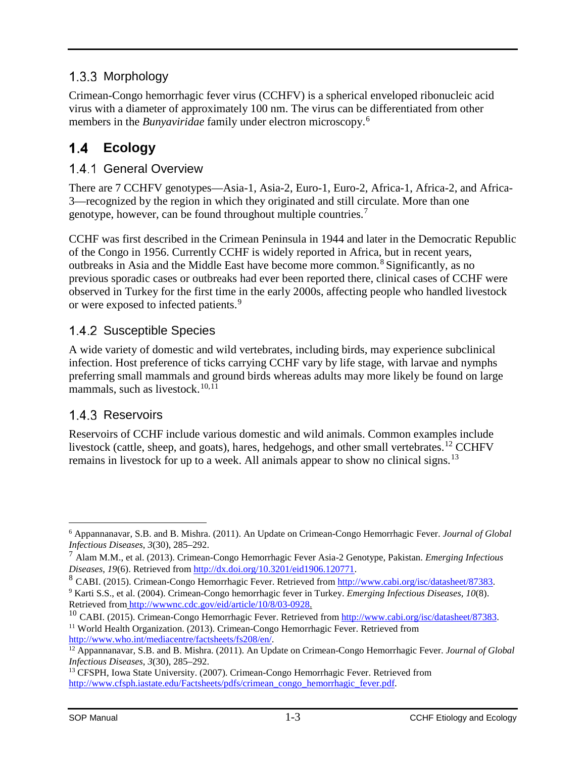### 1.3.3 Morphology

Crimean-Congo hemorrhagic fever virus (CCHFV) is a spherical enveloped ribonucleic acid virus with a diameter of approximately 100 nm. The virus can be differentiated from other members in the *Bunyaviridae* family under electron microscopy.[6]

## 1.4 Ecology

### 1.4.1 General Overview

There are 7 CCHFV genotypes—Asia-1, Asia-2, Euro-1, Euro-2, Africa-1, Africa-2, and Africa-3—recognized by the region in which they originated and still circulate. More than one genotype, however, can be found throughout multiple countries.[7]

CCHF was first described in the Crimean Peninsula in 1944 and later in the Democratic Republic of the Congo in 1956. Currently CCHF is widely reported in Africa, but in recent years, outbreaks in Asia and the Middle East have become more common.[8] Significantly, as no previous sporadic cases or outbreaks had ever been reported there, clinical cases of CCHF were observed in Turkey for the first time in the early 2000s, affecting people who handled livestock or were exposed to infected patients.[9]

### 1.4.2 Susceptible Species

A wide variety of domestic and wild vertebrates, including birds, may experience subclinical infection. Host preference of ticks carrying CCHF vary by life stage, with larvae and nymphs preferring small mammals and ground birds whereas adults may more likely be found on large mammals, such as livestock.[10,11]

### 1.4.3 Reservoirs

Reservoirs of CCHF include various domestic and wild animals. Common examples include livestock (cattle, sheep, and goats), hares, hedgehogs, and other small vertebrates.[12] CCHFV remains in livestock for up to a week. All animals appear to show no clinical signs.[13]

---

[6] Appannanavar, S.B. and B. Mishra. (2011). An Update on Crimean-Congo Hemorrhagic Fever. *Journal of Global Infectious Diseases*, *3*(30), 285–292.

[7] Alam M.M., et al. (2013). Crimean-Congo Hemorrhagic Fever Asia-2 Genotype, Pakistan. *Emerging Infectious Diseases*, *19*(6). Retrieved from http://dx.doi.org/10.3201/eid1906.120771.

[8] CABI. (2015). Crimean-Congo Hemorrhagic Fever. Retrieved from http://www.cabi.org/isc/datasheet/87383.

[9] Karti S.S., et al. (2004). Crimean-Congo hemorrhagic fever in Turkey. *Emerging Infectious Diseases*, *10*(8). Retrieved from http://wwwnc.cdc.gov/eid/article/10/8/03-0928.

[10] CABI. (2015). Crimean-Congo Hemorrhagic Fever. Retrieved from http://www.cabi.org/isc/datasheet/87383.

[11] World Health Organization. (2013). Crimean-Congo Hemorrhagic Fever. Retrieved from http://www.who.int/mediacentre/factsheets/fs208/en/.

[12] Appannanavar, S.B. and B. Mishra. (2011). An Update on Crimean-Congo Hemorrhagic Fever. *Journal of Global Infectious Diseases*, *3*(30), 285–292.

[13] CFSPH, Iowa State University. (2007). Crimean-Congo Hemorrhagic Fever. Retrieved from http://www.cfsph.iastate.edu/Factsheets/pdfs/crimean_congo_hemorrhagic_fever.pdf.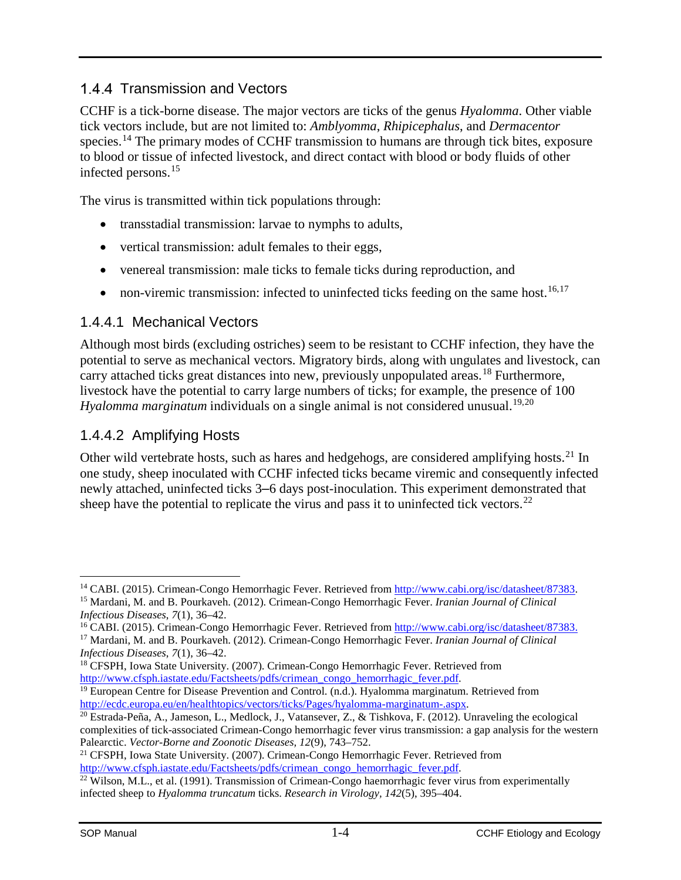### 1.4.4 Transmission and Vectors

CCHF is a tick-borne disease. The major vectors are ticks of the genus *Hyalomma*. Other viable tick vectors include, but are not limited to: *Amblyomma*, *Rhipicephalus*, and *Dermacentor* species.[14] The primary modes of CCHF transmission to humans are through tick bites, exposure to blood or tissue of infected livestock, and direct contact with blood or body fluids of other infected persons.[15]

The virus is transmitted within tick populations through:

- transstadial transmission: larvae to nymphs to adults,
- vertical transmission: adult females to their eggs,
- venereal transmission: male ticks to female ticks during reproduction, and
- non-viremic transmission: infected to uninfected ticks feeding on the same host.[16,17]

#### 1.4.4.1 Mechanical Vectors

Although most birds (excluding ostriches) seem to be resistant to CCHF infection, they have the potential to serve as mechanical vectors. Migratory birds, along with ungulates and livestock, can carry attached ticks great distances into new, previously unpopulated areas.[18] Furthermore, livestock have the potential to carry large numbers of ticks; for example, the presence of 100 *Hyalomma marginatum* individuals on a single animal is not considered unusual.[19,20]

#### 1.4.4.2 Amplifying Hosts

Other wild vertebrate hosts, such as hares and hedgehogs, are considered amplifying hosts.[21] In one study, sheep inoculated with CCHF infected ticks became viremic and consequently infected newly attached, uninfected ticks 3–6 days post-inoculation. This experiment demonstrated that sheep have the potential to replicate the virus and pass it to uninfected tick vectors.[22]

---

[14] CABI. (2015). Crimean-Congo Hemorrhagic Fever. Retrieved from http://www.cabi.org/isc/datasheet/87383.

[15] Mardani, M. and B. Pourkaveh. (2012). Crimean-Congo Hemorrhagic Fever. *Iranian Journal of Clinical Infectious Diseases*, *7*(1), 36–42.

[16] CABI. (2015). Crimean-Congo Hemorrhagic Fever. Retrieved from http://www.cabi.org/isc/datasheet/87383.

[17] Mardani, M. and B. Pourkaveh. (2012). Crimean-Congo Hemorrhagic Fever. *Iranian Journal of Clinical Infectious Diseases*, *7*(1), 36–42.

[18] CFSPH, Iowa State University. (2007). Crimean-Congo Hemorrhagic Fever. Retrieved from http://www.cfsph.iastate.edu/Factsheets/pdfs/crimean_congo_hemorrhagic_fever.pdf.

[19] European Centre for Disease Prevention and Control. (n.d.). Hyalomma marginatum. Retrieved from http://ecdc.europa.eu/en/healthtopics/vectors/ticks/Pages/hyalomma-marginatum-.aspx.

[20] Estrada-Peña, A., Jameson, L., Medlock, J., Vatansever, Z., & Tishkova, F. (2012). Unraveling the ecological complexities of tick-associated Crimean-Congo hemorrhagic fever virus transmission: a gap analysis for the western Palearctic. *Vector-Borne and Zoonotic Diseases, 12*(9), 743–752.

[21] CFSPH, Iowa State University. (2007). Crimean-Congo Hemorrhagic Fever. Retrieved from http://www.cfsph.iastate.edu/Factsheets/pdfs/crimean_congo_hemorrhagic_fever.pdf.

[22] Wilson, M.L., et al. (1991). Transmission of Crimean-Congo haemorrhagic fever virus from experimentally infected sheep to *Hyalomma truncatum* ticks. *Research in Virology, 142*(5), 395–404.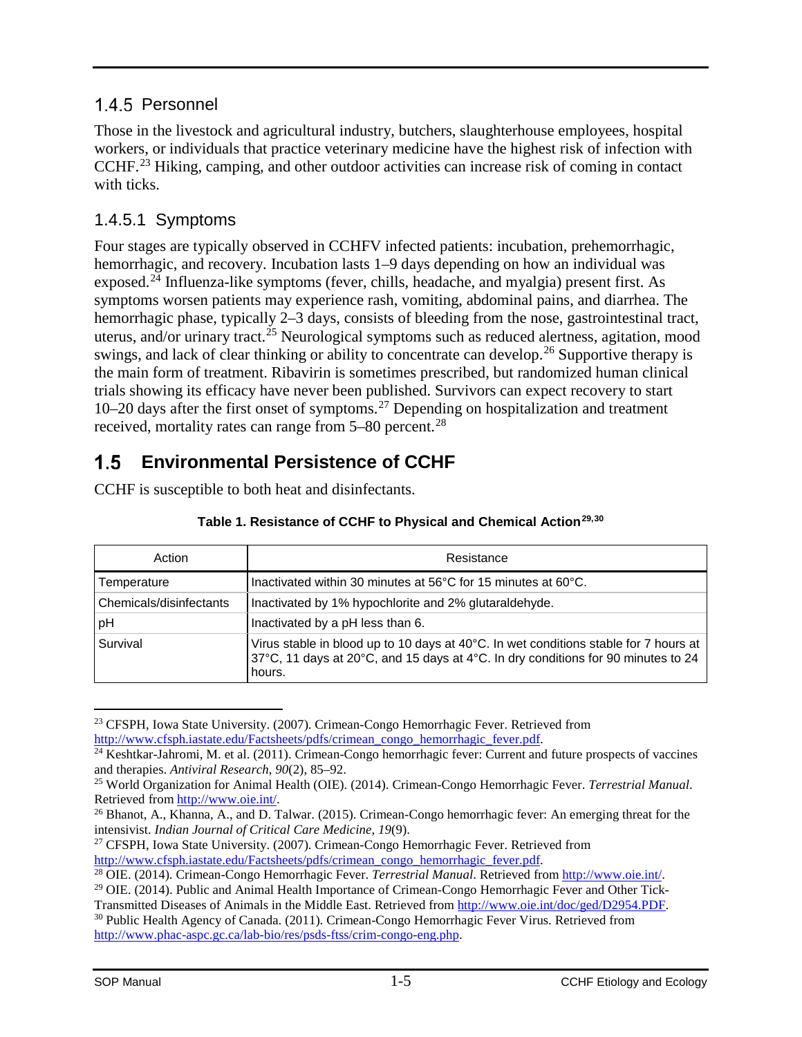### 1.4.5 Personnel

Those in the livestock and agricultural industry, butchers, slaughterhouse employees, hospital workers, or individuals that practice veterinary medicine have the highest risk of infection with CCHF.[23] Hiking, camping, and other outdoor activities can increase risk of coming in contact with ticks.

#### 1.4.5.1 Symptoms

Four stages are typically observed in CCHFV infected patients: incubation, prehemorrhagic, hemorrhagic, and recovery. Incubation lasts 1–9 days depending on how an individual was exposed.[24] Influenza-like symptoms (fever, chills, headache, and myalgia) present first. As symptoms worsen patients may experience rash, vomiting, abdominal pains, and diarrhea. The hemorrhagic phase, typically 2–3 days, consists of bleeding from the nose, gastrointestinal tract, uterus, and/or urinary tract.[25] Neurological symptoms such as reduced alertness, agitation, mood swings, and lack of clear thinking or ability to concentrate can develop.[26] Supportive therapy is the main form of treatment. Ribavirin is sometimes prescribed, but randomized human clinical trials showing its efficacy have never been published. Survivors can expect recovery to start 10–20 days after the first onset of symptoms.[27] Depending on hospitalization and treatment received, mortality rates can range from 5–80 percent.[28]

## 1.5 Environmental Persistence of CCHF

CCHF is susceptible to both heat and disinfectants.

**Table 1. Resistance of CCHF to Physical and Chemical Action[29,30]**

| Action | Resistance |
| --- | --- |
| Temperature | Inactivated within 30 minutes at 56°C for 15 minutes at 60°C. |
| Chemicals/disinfectants | Inactivated by 1% hypochlorite and 2% glutaraldehyde. |
| pH | Inactivated by a pH less than 6. |
| Survival | Virus stable in blood up to 10 days at 40°C. In wet conditions stable for 7 hours at 37°C, 11 days at 20°C, and 15 days at 4°C. In dry conditions for 90 minutes to 24 hours. |

---

[23] CFSPH, Iowa State University. (2007). Crimean-Congo Hemorrhagic Fever. Retrieved from http://www.cfsph.iastate.edu/Factsheets/pdfs/crimean_congo_hemorrhagic_fever.pdf.

[24] Keshtkar-Jahromi, M. et al. (2011). Crimean-Congo hemorrhagic fever: Current and future prospects of vaccines and therapies. *Antiviral Research*, *90*(2), 85–92.

[25] World Organization for Animal Health (OIE). (2014). Crimean-Congo Hemorrhagic Fever. *Terrestrial Manual*. Retrieved from http://www.oie.int/.

[26] Bhanot, A., Khanna, A., and D. Talwar. (2015). Crimean-Congo hemorrhagic fever: An emerging threat for the intensivist. *Indian Journal of Critical Care Medicine*, *19*(9).

[27] CFSPH, Iowa State University. (2007). Crimean-Congo Hemorrhagic Fever. Retrieved from http://www.cfsph.iastate.edu/Factsheets/pdfs/crimean_congo_hemorrhagic_fever.pdf.

[28] OIE. (2014). Crimean-Congo Hemorrhagic Fever. *Terrestrial Manual*. Retrieved from http://www.oie.int/.

[29] OIE. (2014). Public and Animal Health Importance of Crimean-Congo Hemorrhagic Fever and Other Tick-Transmitted Diseases of Animals in the Middle East. Retrieved from http://www.oie.int/doc/ged/D2954.PDF.

[30] Public Health Agency of Canada. (2011). Crimean-Congo Hemorrhagic Fever Virus. Retrieved from http://www.phac-aspc.gc.ca/lab-bio/res/psds-ftss/crim-congo-eng.php.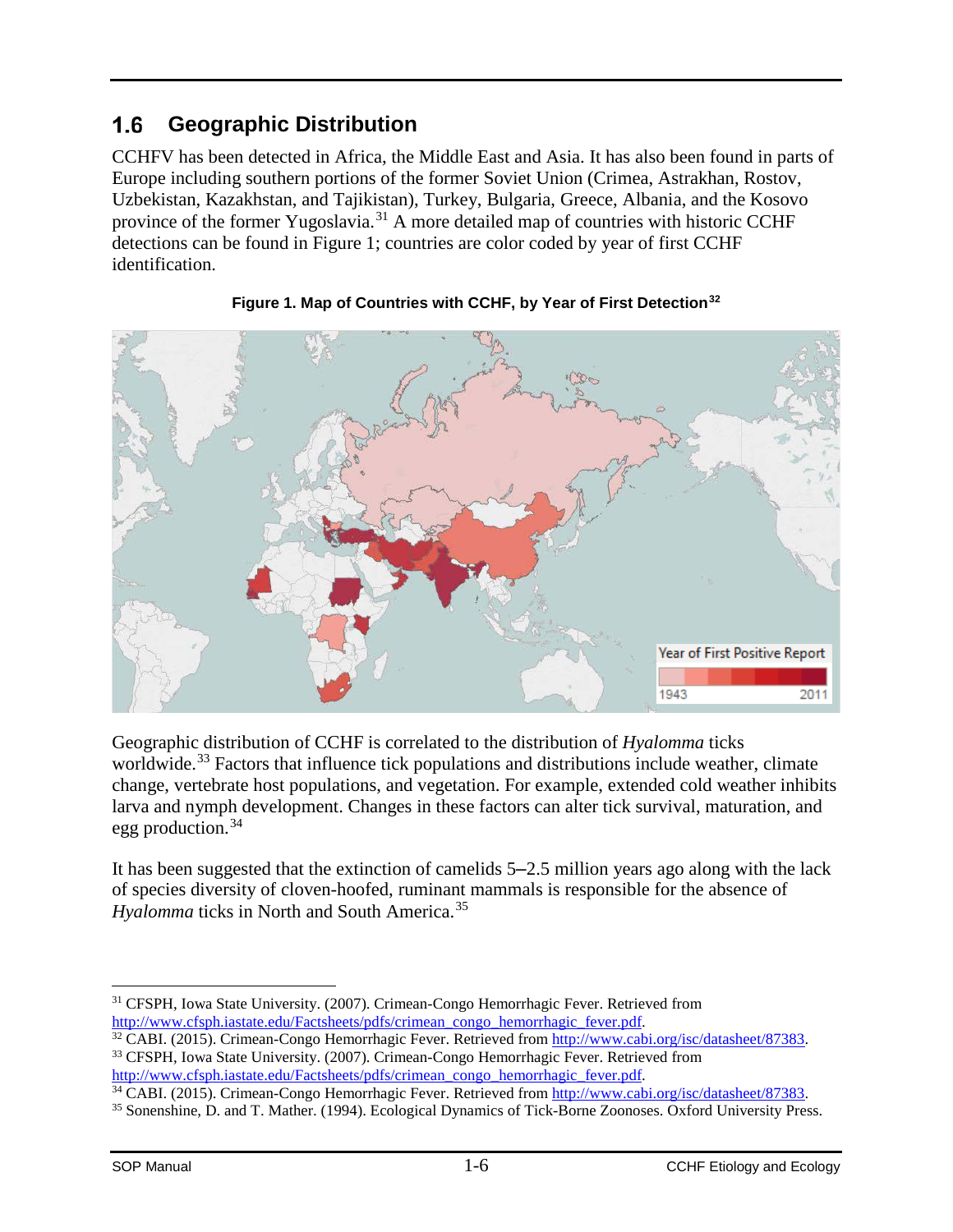## 1.6 Geographic Distribution

CCHFV has been detected in Africa, the Middle East and Asia. It has also been found in parts of Europe including southern portions of the former Soviet Union (Crimea, Astrakhan, Rostov, Uzbekistan, Kazakhstan, and Tajikistan), Turkey, Bulgaria, Greece, Albania, and the Kosovo province of the former Yugoslavia.[31] A more detailed map of countries with historic CCHF detections can be found in Figure 1; countries are color coded by year of first CCHF identification.

**Figure 1. Map of Countries with CCHF, by Year of First Detection[32]**

Geographic distribution of CCHF is correlated to the distribution of *Hyalomma* ticks worldwide.[33] Factors that influence tick populations and distributions include weather, climate change, vertebrate host populations, and vegetation. For example, extended cold weather inhibits larva and nymph development. Changes in these factors can alter tick survival, maturation, and egg production.[34]

It has been suggested that the extinction of camelids 5–2.5 million years ago along with the lack of species diversity of cloven-hoofed, ruminant mammals is responsible for the absence of *Hyalomma* ticks in North and South America.[35]

---

[31] CFSPH, Iowa State University. (2007). Crimean-Congo Hemorrhagic Fever. Retrieved from http://www.cfsph.iastate.edu/Factsheets/pdfs/crimean_congo_hemorrhagic_fever.pdf.

[32] CABI. (2015). Crimean-Congo Hemorrhagic Fever. Retrieved from http://www.cabi.org/isc/datasheet/87383.

[33] CFSPH, Iowa State University. (2007). Crimean-Congo Hemorrhagic Fever. Retrieved from http://www.cfsph.iastate.edu/Factsheets/pdfs/crimean_congo_hemorrhagic_fever.pdf.

[34] CABI. (2015). Crimean-Congo Hemorrhagic Fever. Retrieved from http://www.cabi.org/isc/datasheet/87383.

[35] Sonenshine, D. and T. Mather. (1994). Ecological Dynamics of Tick-Borne Zoonoses. Oxford University Press.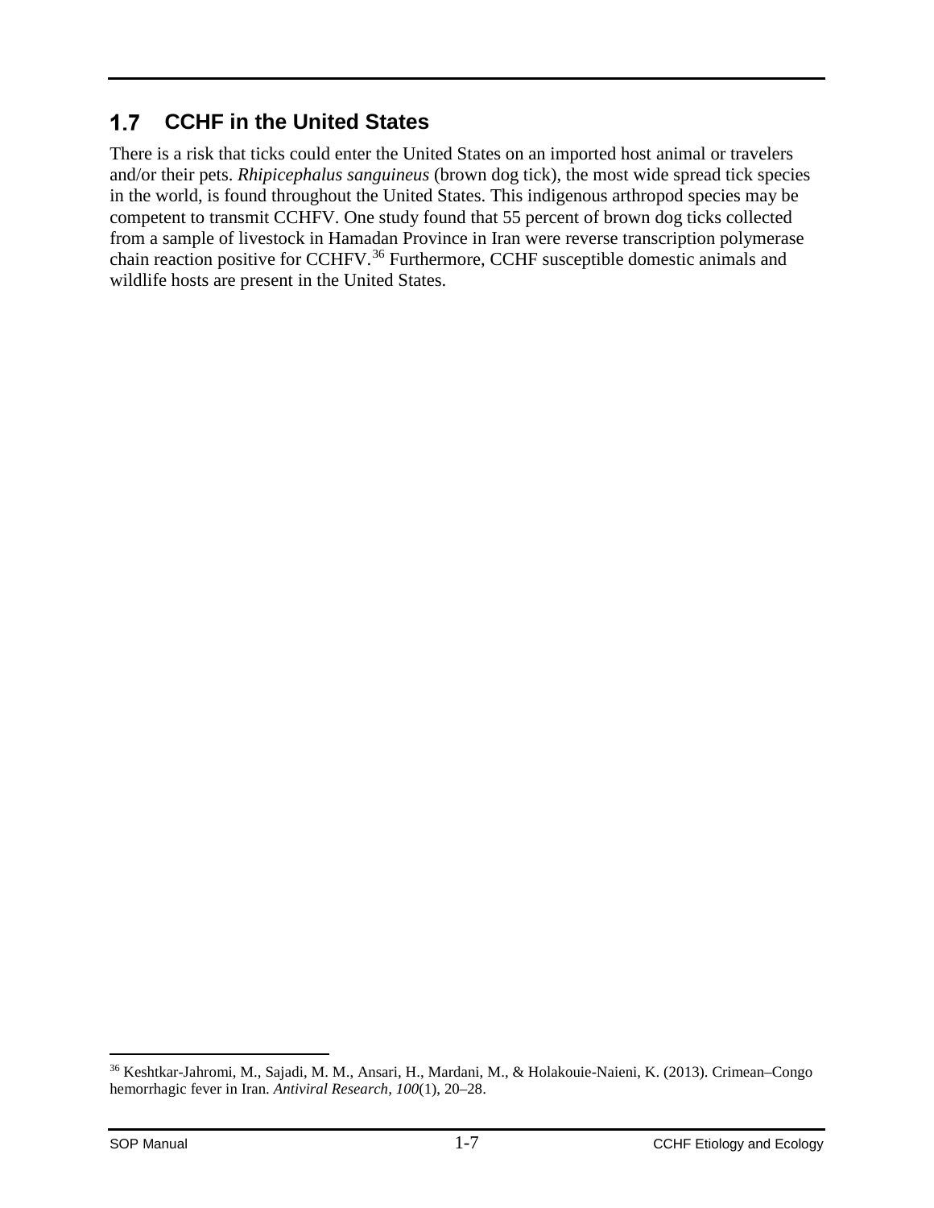## 1.7 CCHF in the United States

There is a risk that ticks could enter the United States on an imported host animal or travelers and/or their pets. *Rhipicephalus sanguineus* (brown dog tick), the most wide spread tick species in the world, is found throughout the United States. This indigenous arthropod species may be competent to transmit CCHFV. One study found that 55 percent of brown dog ticks collected from a sample of livestock in Hamadan Province in Iran were reverse transcription polymerase chain reaction positive for CCHFV.[36] Furthermore, CCHF susceptible domestic animals and wildlife hosts are present in the United States.

[36] Keshtkar-Jahromi, M., Sajadi, M. M., Ansari, H., Mardani, M., & Holakouie-Naieni, K. (2013). Crimean–Congo hemorrhagic fever in Iran. *Antiviral Research, 100*(1), 20–28.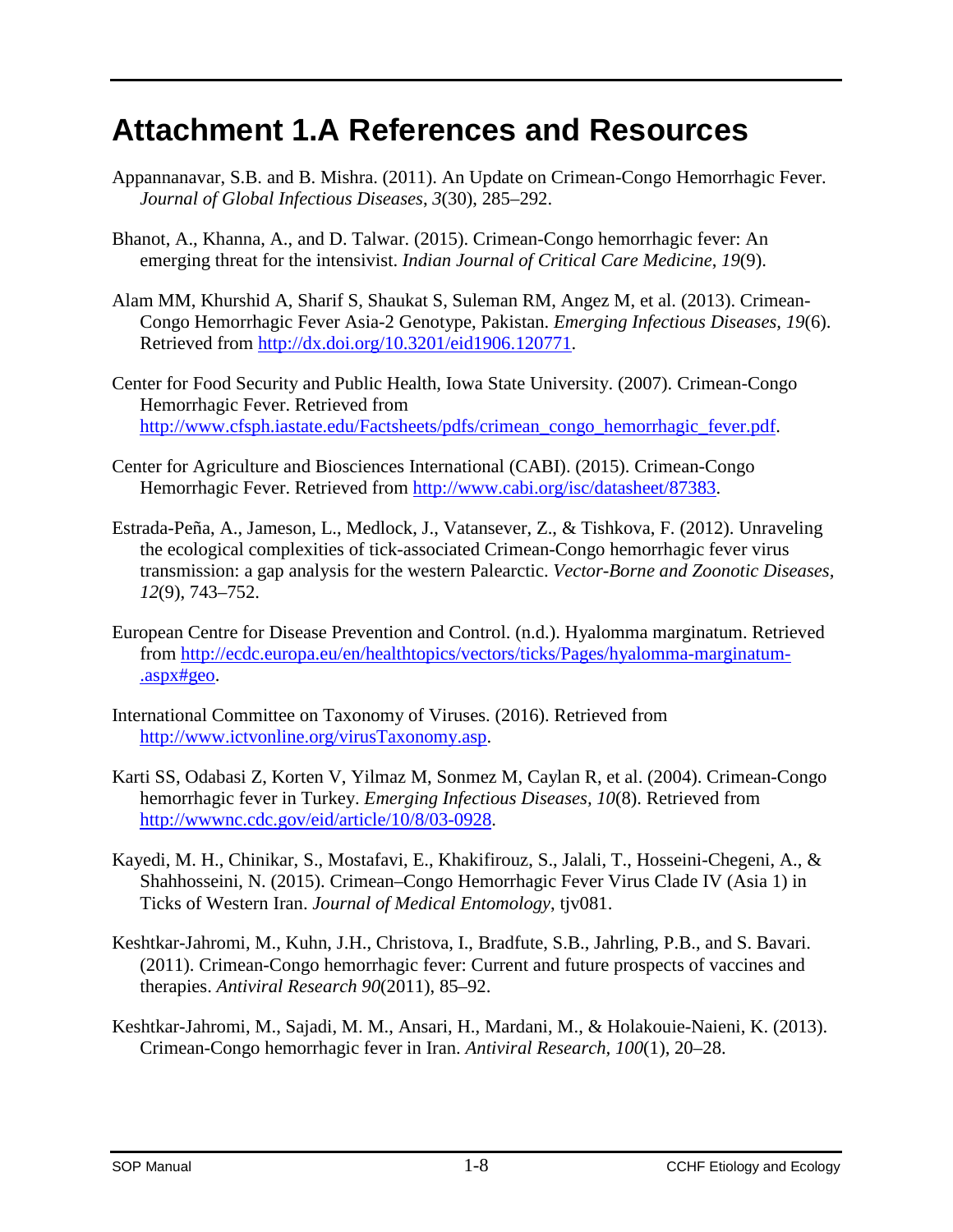# Attachment 1.A References and Resources

Appannanavar, S.B. and B. Mishra. (2011). An Update on Crimean-Congo Hemorrhagic Fever. *Journal of Global Infectious Diseases*, *3*(30), 285–292.

Bhanot, A., Khanna, A., and D. Talwar. (2015). Crimean-Congo hemorrhagic fever: An emerging threat for the intensivist. *Indian Journal of Critical Care Medicine*, *19*(9).

Alam MM, Khurshid A, Sharif S, Shaukat S, Suleman RM, Angez M, et al. (2013). Crimean-Congo Hemorrhagic Fever Asia-2 Genotype, Pakistan. *Emerging Infectious Diseases, 19*(6). Retrieved from http://dx.doi.org/10.3201/eid1906.120771.

Center for Food Security and Public Health, Iowa State University. (2007). Crimean-Congo Hemorrhagic Fever. Retrieved from http://www.cfsph.iastate.edu/Factsheets/pdfs/crimean_congo_hemorrhagic_fever.pdf.

Center for Agriculture and Biosciences International (CABI). (2015). Crimean-Congo Hemorrhagic Fever. Retrieved from http://www.cabi.org/isc/datasheet/87383.

Estrada-Peña, A., Jameson, L., Medlock, J., Vatansever, Z., & Tishkova, F. (2012). Unraveling the ecological complexities of tick-associated Crimean-Congo hemorrhagic fever virus transmission: a gap analysis for the western Palearctic. *Vector-Borne and Zoonotic Diseases, 12*(9), 743–752.

European Centre for Disease Prevention and Control. (n.d.). Hyalomma marginatum. Retrieved from http://ecdc.europa.eu/en/healthtopics/vectors/ticks/Pages/hyalomma-marginatum-.aspx#geo.

International Committee on Taxonomy of Viruses. (2016). Retrieved from http://www.ictvonline.org/virusTaxonomy.asp.

Karti SS, Odabasi Z, Korten V, Yilmaz M, Sonmez M, Caylan R, et al. (2004). Crimean-Congo hemorrhagic fever in Turkey. *Emerging Infectious Diseases*, *10*(8). Retrieved from http://wwwnc.cdc.gov/eid/article/10/8/03-0928.

Kayedi, M. H., Chinikar, S., Mostafavi, E., Khakifirouz, S., Jalali, T., Hosseini-Chegeni, A., & Shahhosseini, N. (2015). Crimean–Congo Hemorrhagic Fever Virus Clade IV (Asia 1) in Ticks of Western Iran. *Journal of Medical Entomology*, tjv081.

Keshtkar-Jahromi, M., Kuhn, J.H., Christova, I., Bradfute, S.B., Jahrling, P.B., and S. Bavari. (2011). Crimean-Congo hemorrhagic fever: Current and future prospects of vaccines and therapies. *Antiviral Research 90*(2011), 85–92.

Keshtkar-Jahromi, M., Sajadi, M. M., Ansari, H., Mardani, M., & Holakouie-Naieni, K. (2013). Crimean-Congo hemorrhagic fever in Iran. *Antiviral Research, 100*(1), 20–28.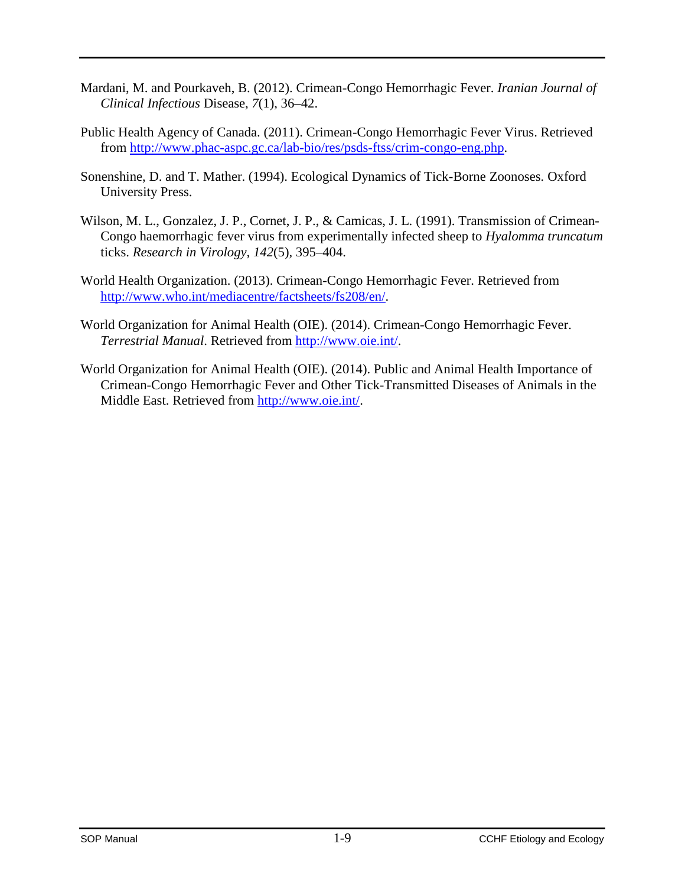Mardani, M. and Pourkaveh, B. (2012). Crimean-Congo Hemorrhagic Fever. *Iranian Journal of Clinical Infectious* Disease, *7*(1), 36–42.

Public Health Agency of Canada. (2011). Crimean-Congo Hemorrhagic Fever Virus. Retrieved from [http://www.phac-aspc.gc.ca/lab-bio/res/psds-ftss/crim-congo-eng.php](http://www.phac-aspc.gc.ca/lab-bio/res/psds-ftss/crim-congo-eng.php).

Sonenshine, D. and T. Mather. (1994). Ecological Dynamics of Tick-Borne Zoonoses. Oxford University Press.

Wilson, M. L., Gonzalez, J. P., Cornet, J. P., & Camicas, J. L. (1991). Transmission of Crimean-Congo haemorrhagic fever virus from experimentally infected sheep to *Hyalomma truncatum* ticks. *Research in Virology*, *142*(5), 395–404.

World Health Organization. (2013). Crimean-Congo Hemorrhagic Fever. Retrieved from [http://www.who.int/mediacentre/factsheets/fs208/en/](http://www.who.int/mediacentre/factsheets/fs208/en/).

World Organization for Animal Health (OIE). (2014). Crimean-Congo Hemorrhagic Fever. *Terrestrial Manual*. Retrieved from [http://www.oie.int/](http://www.oie.int/).

World Organization for Animal Health (OIE). (2014). Public and Animal Health Importance of Crimean-Congo Hemorrhagic Fever and Other Tick-Transmitted Diseases of Animals in the Middle East. Retrieved from [http://www.oie.int/](http://www.oie.int/).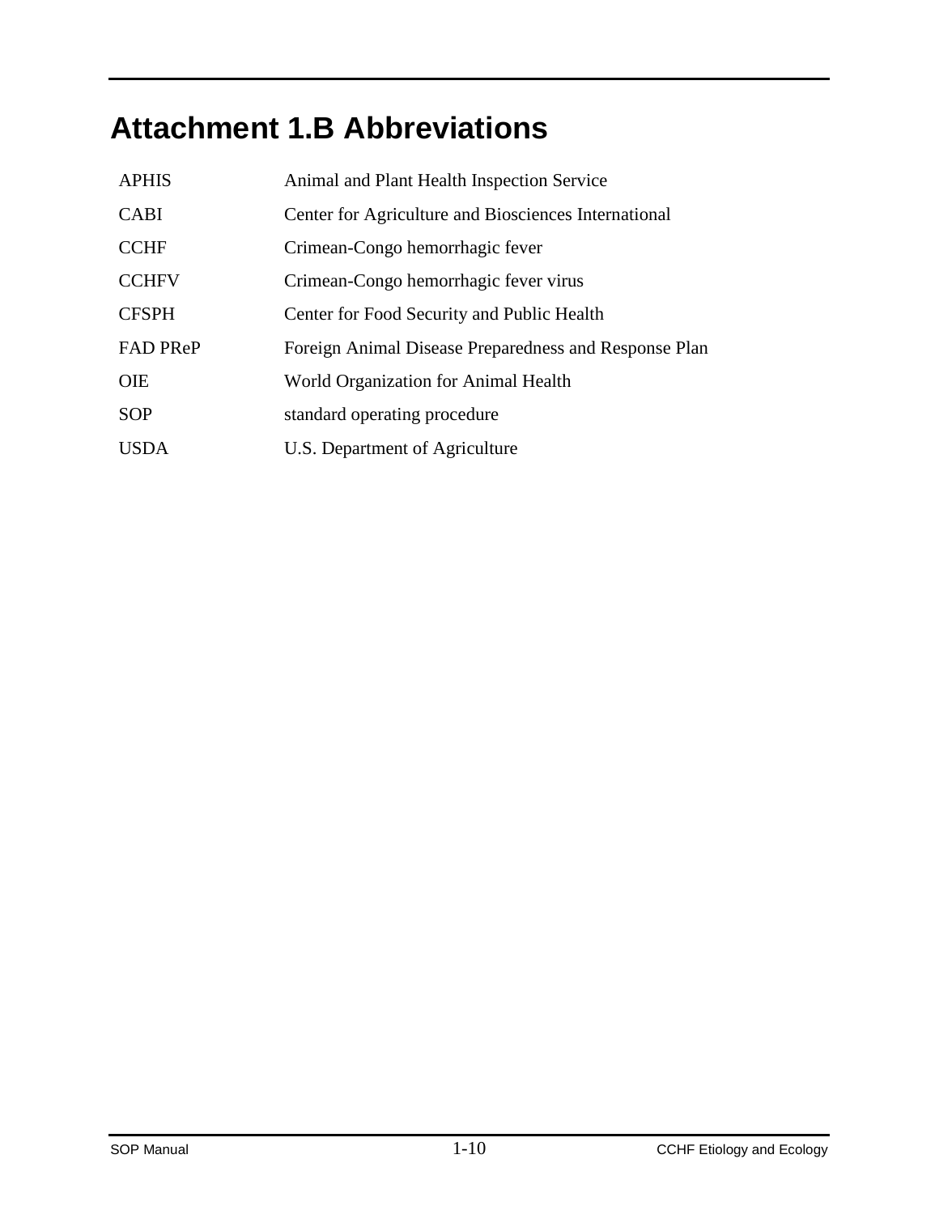# Attachment 1.B Abbreviations

| | |
|---|---|
| APHIS | Animal and Plant Health Inspection Service |
| CABI | Center for Agriculture and Biosciences International |
| CCHF | Crimean-Congo hemorrhagic fever |
| CCHFV | Crimean-Congo hemorrhagic fever virus |
| CFSPH | Center for Food Security and Public Health |
| FAD PReP | Foreign Animal Disease Preparedness and Response Plan |
| OIE | World Organization for Animal Health |
| SOP | standard operating procedure |
| USDA | U.S. Department of Agriculture |